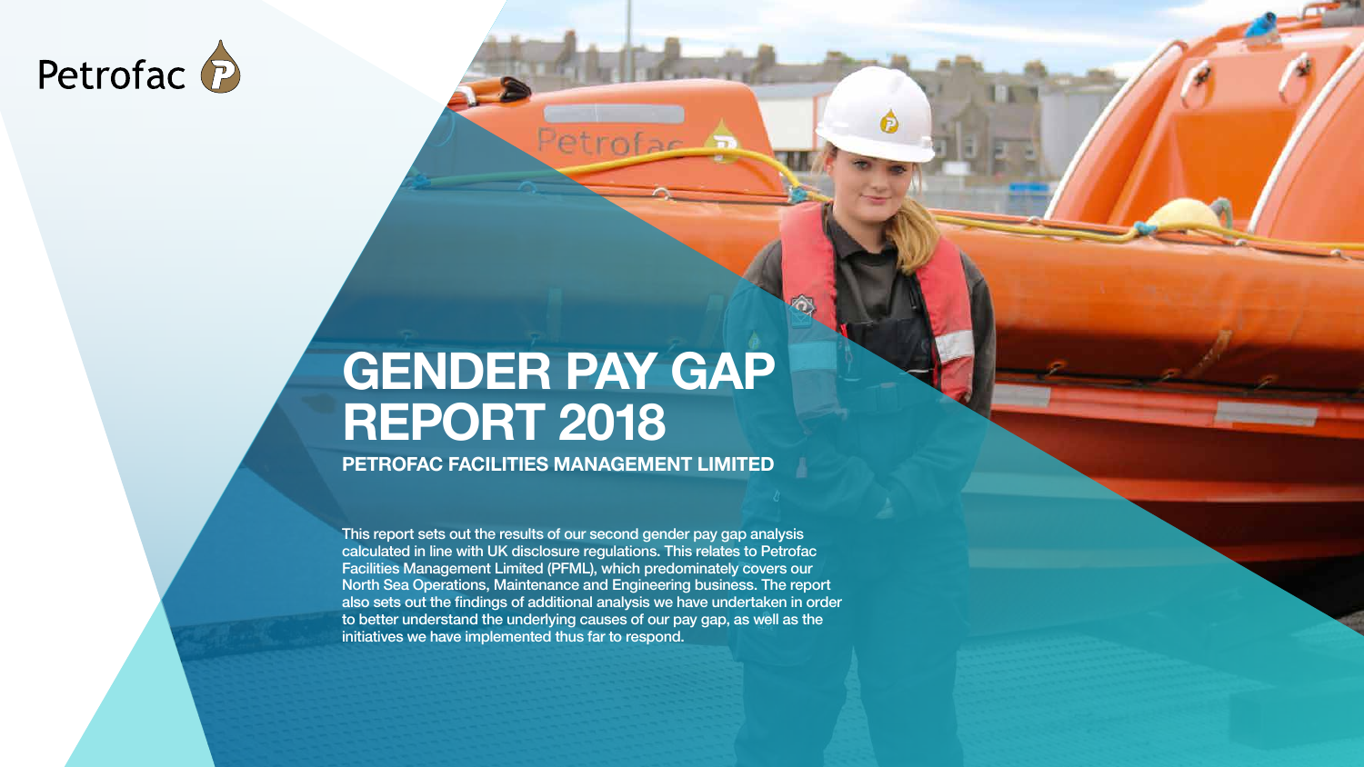Petrofac

# GENDER PAY GAP REPORT 2018

**PETROFAC FACILITIES MANAGEMENT LIMITED**

This report sets out the results of our second gender pay gap analysis calculated in line with UK disclosure regulations. This relates to Petrofac Facilities Management Limited (PFML), which predominately covers our North Sea Operations, Maintenance and Engineering business. The report also sets out the findings of additional analysis we have undertaken in order to better understand the underlying causes of our pay gap, as well as the initiatives we have implemented thus far to respond.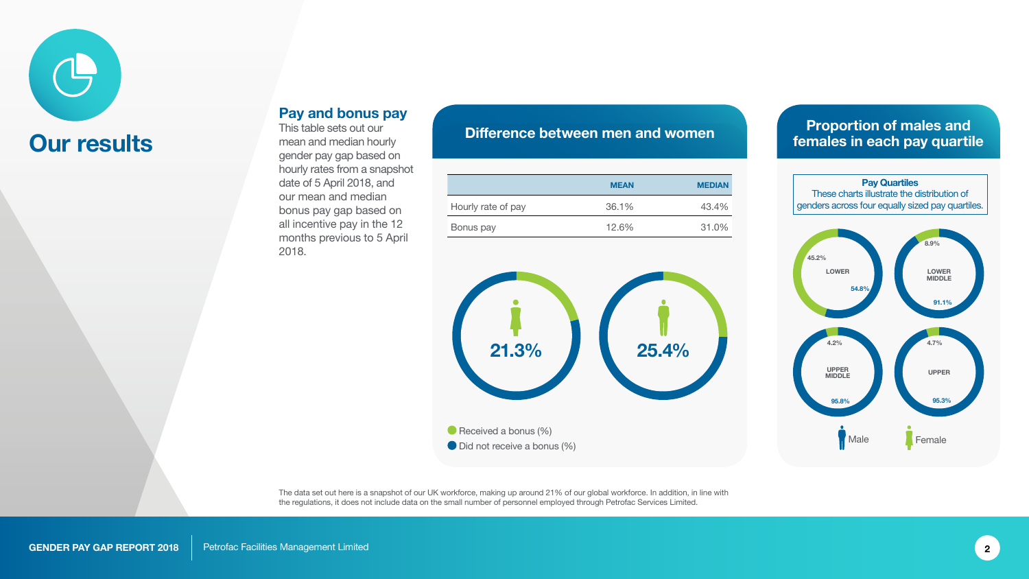# Our results

## Pay and bonus pay

This table sets out our mean and median hourly gender pay gap based on hourly rates from a snapshot date of 5 April 2018, and our mean and median bonus pay gap based on all incentive pay in the 12 months previous to 5 April 2018.

### Difference between men and women

| | MEAN | MEDIAN |
|---|---|---|
| Hourly rate of pay | 36.1% | 43.4% |
| Bonus pay | 12.6% | 31.0% |

21.3%

25.4%

Received a bonus (%)

Did not receive a bonus (%)

### Proportion of males and females in each pay quartile

**Pay Quartiles**
These charts illustrate the distribution of genders across four equally sized pay quartiles.

LOWER
45.2%
54.8%

LOWER MIDDLE
8.9%
91.1%

UPPER MIDDLE
4.2%
95.8%

UPPER
4.7%
95.3%

Male

Female

The data set out here is a snapshot of our UK workforce, making up around 21% of our global workforce. In addition, in line with the regulations, it does not include data on the small number of personnel employed through Petrofac Services Limited.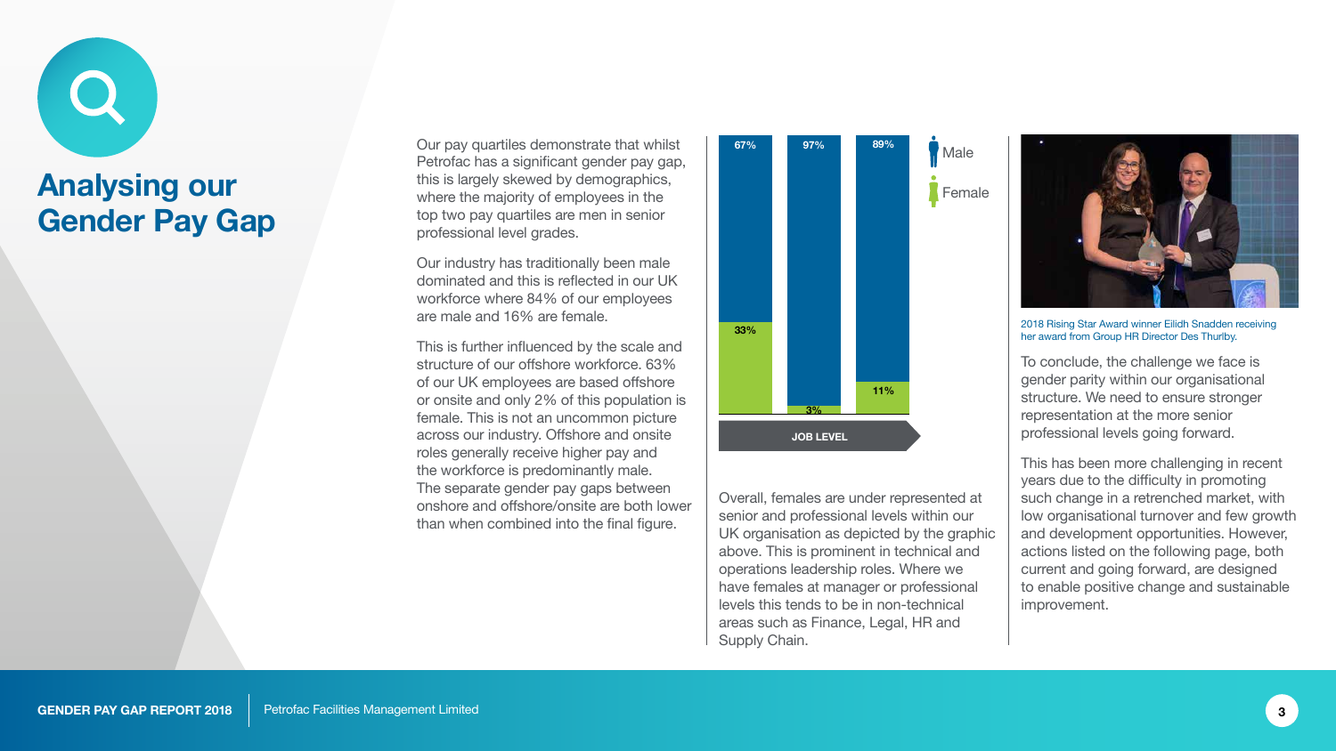# Analysing our Gender Pay Gap

Our pay quartiles demonstrate that whilst Petrofac has a significant gender pay gap, this is largely skewed by demographics, where the majority of employees in the top two pay quartiles are men in senior professional level grades.

Our industry has traditionally been male dominated and this is reflected in our UK workforce where 84% of our employees are male and 16% are female.

This is further influenced by the scale and structure of our offshore workforce. 63% of our UK employees are based offshore or onsite and only 2% of this population is female. This is not an uncommon picture across our industry. Offshore and onsite roles generally receive higher pay and the workforce is predominantly male. The separate gender pay gaps between onshore and offshore/onsite are both lower than when combined into the final figure.

67%
33%
97%
3%
89%
11%
JOB LEVEL
Male
Female

Overall, females are under represented at senior and professional levels within our UK organisation as depicted by the graphic above. This is prominent in technical and operations leadership roles. Where we have females at manager or professional levels this tends to be in non-technical areas such as Finance, Legal, HR and Supply Chain.

2018 Rising Star Award winner Eilidh Snadden receiving her award from Group HR Director Des Thurlby.

To conclude, the challenge we face is gender parity within our organisational structure. We need to ensure stronger representation at the more senior professional levels going forward.

This has been more challenging in recent years due to the difficulty in promoting such change in a retrenched market, with low organisational turnover and few growth and development opportunities. However, actions listed on the following page, both current and going forward, are designed to enable positive change and sustainable improvement.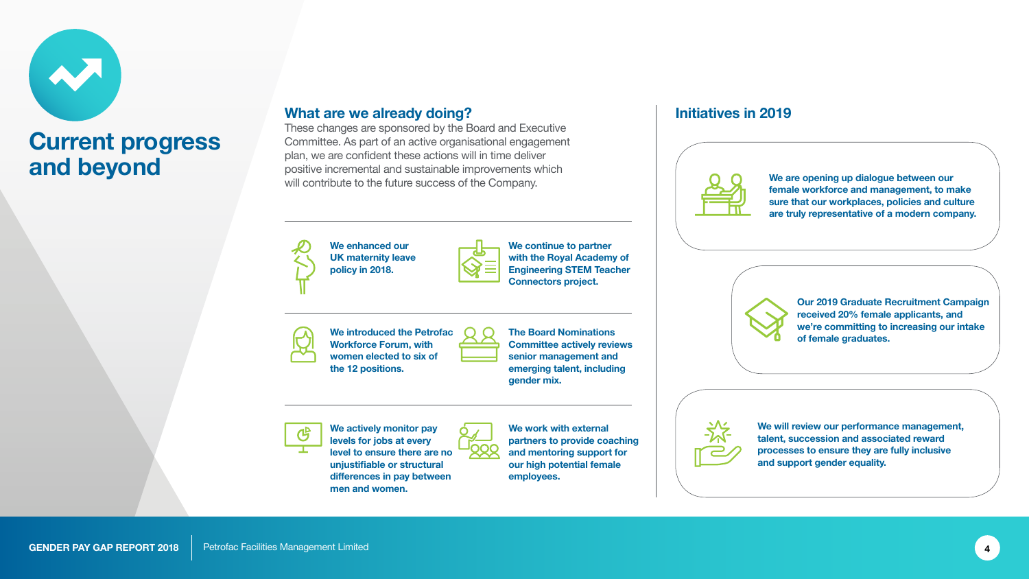# Current progress and beyond

## What are we already doing?

These changes are sponsored by the Board and Executive Committee. As part of an active organisational engagement plan, we are confident these actions will in time deliver positive incremental and sustainable improvements which will contribute to the future success of the Company.

**We enhanced our UK maternity leave policy in 2018.**

**We continue to partner with the Royal Academy of Engineering STEM Teacher Connectors project.**

**We introduced the Petrofac Workforce Forum, with women elected to six of the 12 positions.**

**The Board Nominations Committee actively reviews senior management and emerging talent, including gender mix.**

**We actively monitor pay levels for jobs at every level to ensure there are no unjustifiable or structural differences in pay between men and women.**

**We work with external partners to provide coaching and mentoring support for our high potential female employees.**

## Initiatives in 2019

**We are opening up dialogue between our female workforce and management, to make sure that our workplaces, policies and culture are truly representative of a modern company.**

**Our 2019 Graduate Recruitment Campaign received 20% female applicants, and we're committing to increasing our intake of female graduates.**

**We will review our performance management, talent, succession and associated reward processes to ensure they are fully inclusive and support gender equality.**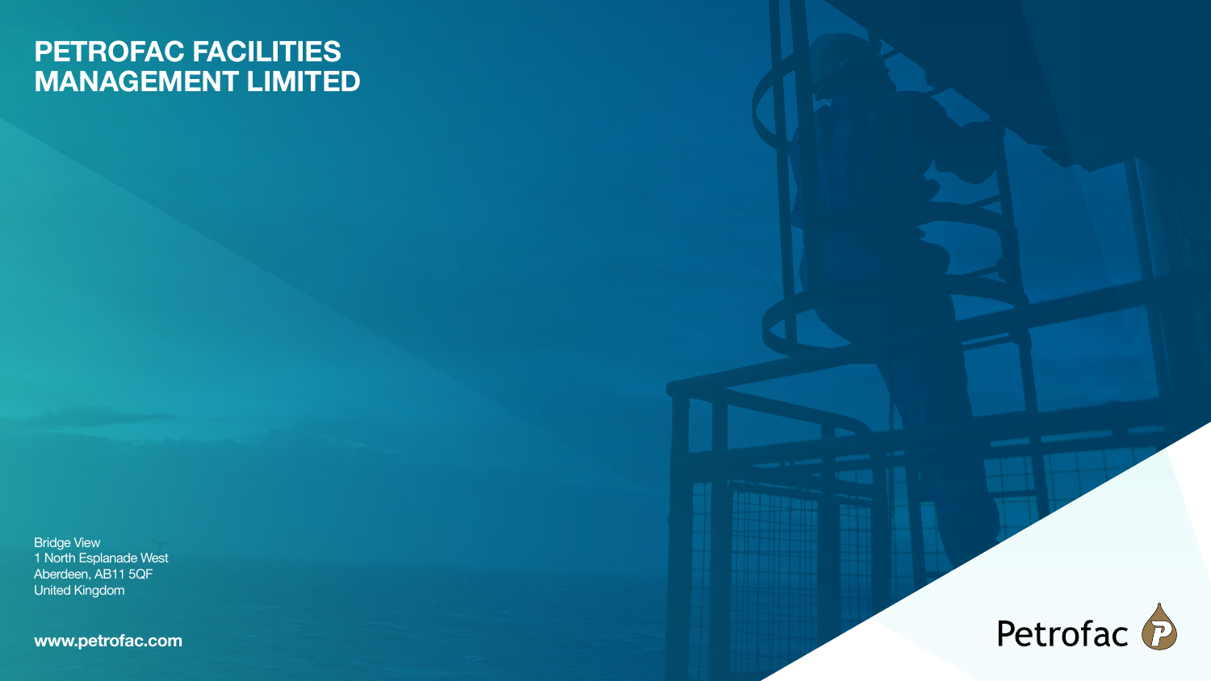# PETROFAC FACILITIES MANAGEMENT LIMITED

Bridge View
1 North Esplanade West
Aberdeen, AB11 5QF
United Kingdom

**www.petrofac.com**

Petrofac